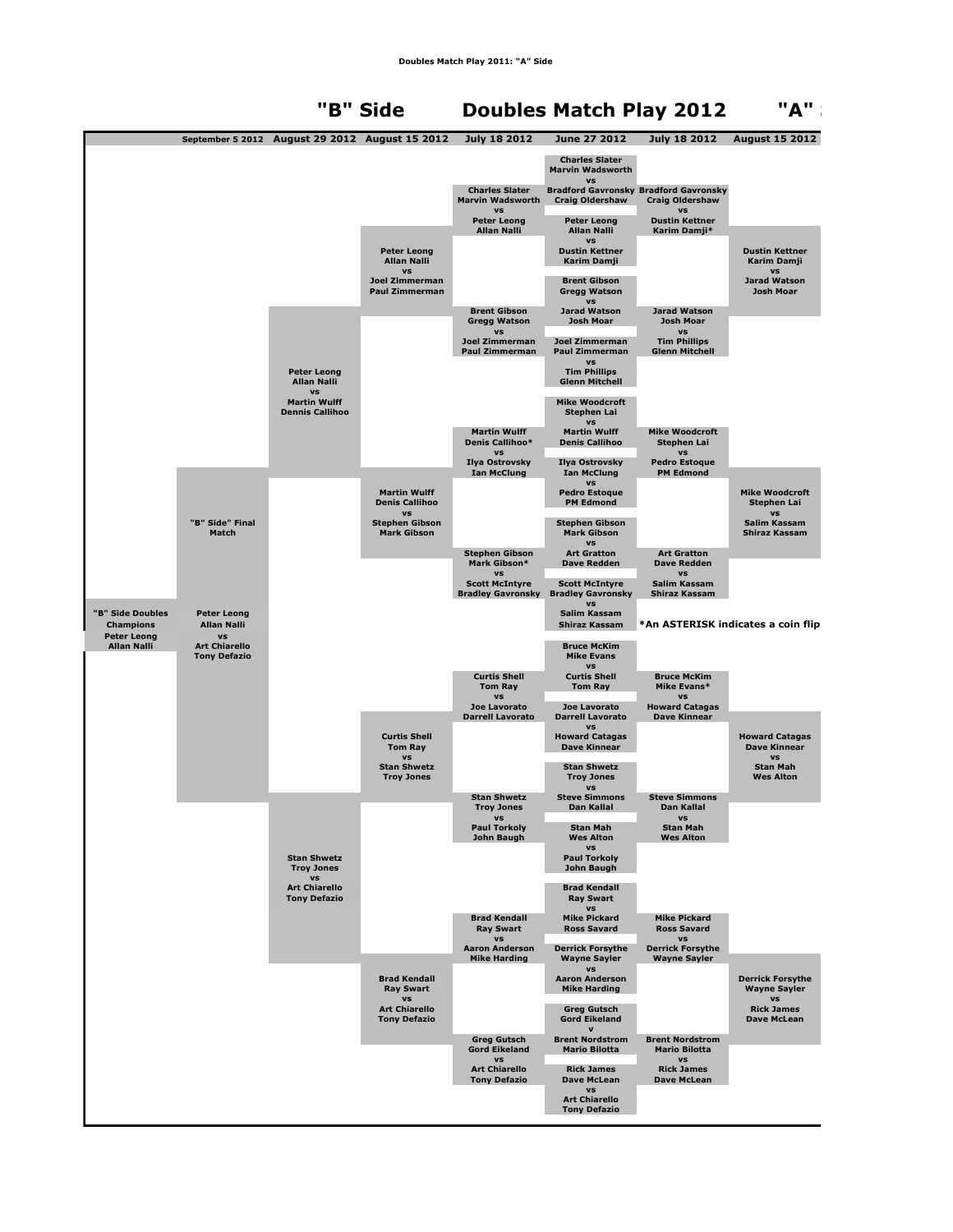Doubles Match Play 2011: "A" Side

# "B" Side — Doubles Match Play 2012 — "A"

| September 5 2012 | August 29 2012 | August 15 2012 | July 18 2012 | June 27 2012 | July 18 2012 | August 15 2012 |
|---|---|---|---|---|---|---|
| | | | | Charles Slater<br>Marvin Wadsworth<br>vs<br>Bradford Gavronsky<br>Craig Oldershaw | | |
| | | | Charles Slater<br>Marvin Wadsworth<br>vs<br>Peter Leong<br>Allan Nalli | | Bradford Gavronsky<br>Craig Oldershaw<br>vs<br>Dustin Kettner<br>Karim Damji* | |
| | | | | Peter Leong<br>Allan Nalli<br>vs<br>Dustin Kettner<br>Karim Damji | | |
| | | Peter Leong<br>Allan Nalli<br>vs<br>Joel Zimmerman<br>Paul Zimmerman | | | | Dustin Kettner<br>Karim Damji<br>vs<br>Jarad Watson<br>Josh Moar |
| | | | | Brent Gibson<br>Gregg Watson<br>vs<br>Jarad Watson<br>Josh Moar | | |
| | | | Brent Gibson<br>Gregg Watson<br>vs<br>Joel Zimmerman<br>Paul Zimmerman | | Jarad Watson<br>Josh Moar<br>vs<br>Tim Phillips<br>Glenn Mitchell | |
| | | | | Joel Zimmerman<br>Paul Zimmerman<br>vs<br>Tim Phillips<br>Glenn Mitchell | | |
| | Peter Leong<br>Allan Nalli<br>vs<br>Martin Wulff<br>Dennis Callihoo | | | | | |
| | | | | Mike Woodcroft<br>Stephen Lai<br>vs<br>Martin Wulff<br>Denis Callihoo | | |
| | | | Martin Wulff<br>Denis Callihoo*<br>vs<br>Ilya Ostrovsky<br>Ian McClung | | Mike Woodcroft<br>Stephen Lai<br>vs<br>Pedro Estoque<br>PM Edmond | |
| | | | | Ilya Ostrovsky<br>Ian McClung<br>vs<br>Pedro Estoque<br>PM Edmond | | |
| | | Martin Wulff<br>Denis Callihoo<br>vs<br>Stephen Gibson<br>Mark Gibson | | | | Mike Woodcroft<br>Stephen Lai<br>vs<br>Salim Kassam<br>Shiraz Kassam |
| | "B" Side" Final Match | | | | | |
| | | | | Stephen Gibson<br>Mark Gibson<br>vs<br>Art Gratton<br>Dave Redden | | |
| | | | Stephen Gibson<br>Mark Gibson*<br>vs<br>Scott McIntyre<br>Bradley Gavronsky | | Art Gratton<br>Dave Redden<br>vs<br>Salim Kassam<br>Shiraz Kassam | |
| | | | | Scott McIntyre<br>Bradley Gavronsky<br>vs<br>Salim Kassam<br>Shiraz Kassam | | |
| "B" Side Doubles Champions<br>Peter Leong<br>Allan Nalli | Peter Leong<br>Allan Nalli<br>vs<br>Art Chiarello<br>Tony Defazio | | | | | |
| | | | | Bruce McKim<br>Mike Evans<br>vs<br>Curtis Shell<br>Tom Ray | | |
| | | | Curtis Shell<br>Tom Ray<br>vs<br>Joe Lavorato<br>Darrell Lavorato | | Bruce McKim<br>Mike Evans*<br>vs<br>Howard Catagas<br>Dave Kinnear | |
| | | | | Joe Lavorato<br>Darrell Lavorato<br>vs<br>Howard Catagas<br>Dave Kinnear | | |
| | | Curtis Shell<br>Tom Ray<br>vs<br>Stan Shwetz<br>Troy Jones | | | | Howard Catagas<br>Dave Kinnear<br>vs<br>Stan Mah<br>Wes Alton |
| | | | | Stan Shwetz<br>Troy Jones<br>vs<br>Steve Simmons<br>Dan Kallal | | |
| | | | Stan Shwetz<br>Troy Jones<br>vs<br>Paul Torkoly<br>John Baugh | | Steve Simmons<br>Dan Kallal<br>vs<br>Stan Mah<br>Wes Alton | |
| | | | | Stan Mah<br>Wes Alton<br>vs<br>Paul Torkoly<br>John Baugh | | |
| | Stan Shwetz<br>Troy Jones<br>vs<br>Art Chiarello<br>Tony Defazio | | | | | |
| | | | | Brad Kendall<br>Ray Swart<br>vs<br>Mike Pickard<br>Ross Savard | | |
| | | | Brad Kendall<br>Ray Swart<br>vs<br>Aaron Anderson<br>Mike Harding | | Mike Pickard<br>Ross Savard<br>vs<br>Derrick Forsythe<br>Wayne Sayler | |
| | | | | Derrick Forsythe<br>Wayne Sayler<br>vs<br>Aaron Anderson<br>Mike Harding | | |
| | | Brad Kendall<br>Ray Swart<br>vs<br>Art Chiarello<br>Tony Defazio | | | | Derrick Forsythe<br>Wayne Sayler<br>vs<br>Rick James<br>Dave McLean |
| | | | | Greg Gutsch<br>Gord Eikeland<br>v<br>Brent Nordstrom<br>Mario Bilotta | | |
| | | | Greg Gutsch<br>Gord Eikeland<br>vs<br>Art Chiarello<br>Tony Defazio | | Brent Nordstrom<br>Mario Bilotta<br>vs<br>Rick James<br>Dave McLean | |
| | | | | Rick James<br>Dave McLean<br>vs<br>Art Chiarello<br>Tony Defazio | | |

*An ASTERISK indicates a coin flip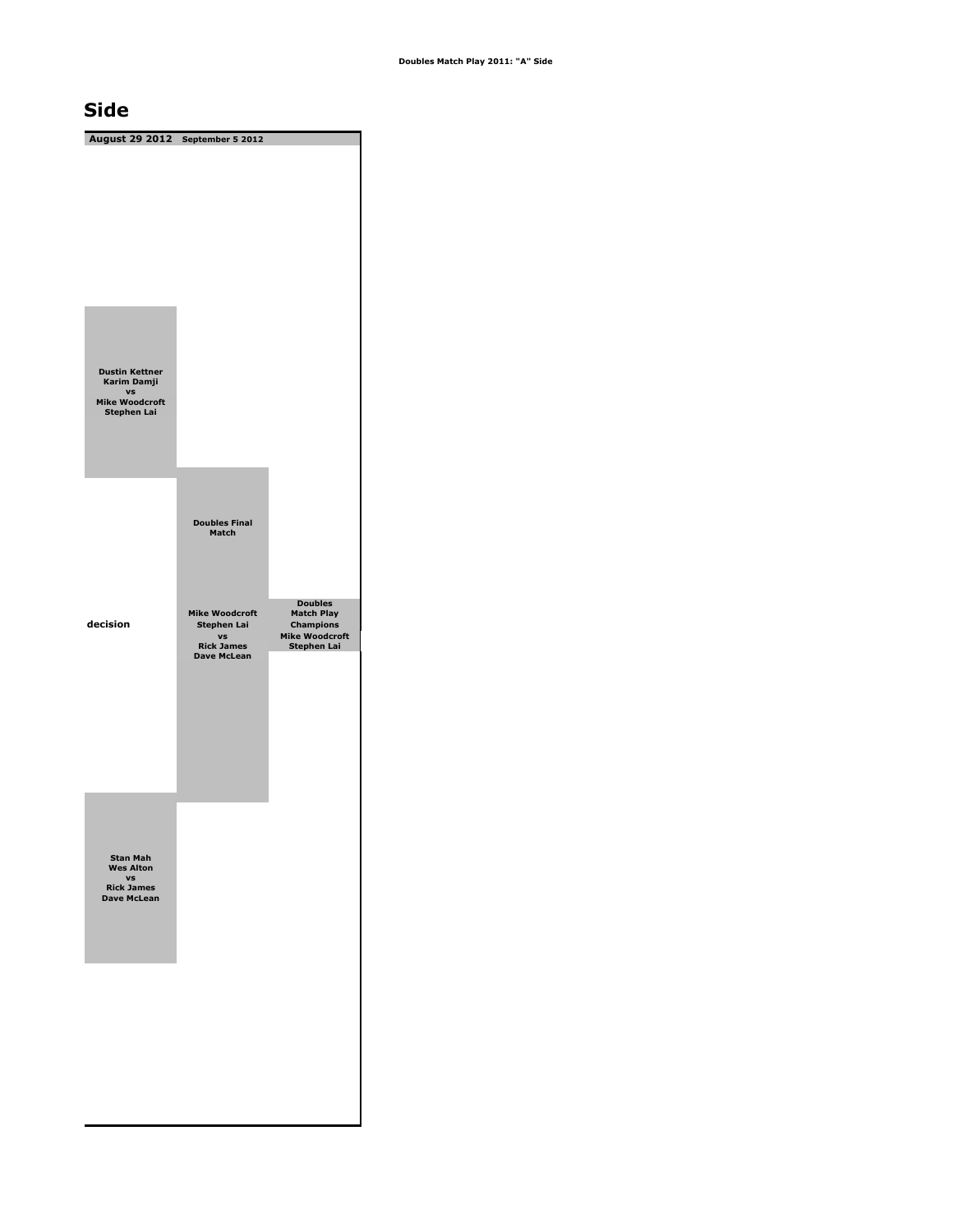# Side

**August 29 2012** **September 5 2012**

**Dustin Kettner**
**Karim Damji**
**vs**
**Mike Woodcroft**
**Stephen Lai**

**Doubles Final Match**

decision

**Mike Woodcroft**
**Stephen Lai**
**vs**
**Rick James**
**Dave McLean**

**Doubles Match Play Champions**
**Mike Woodcroft**
**Stephen Lai**

**Stan Mah**
**Wes Alton**
**vs**
**Rick James**
**Dave McLean**